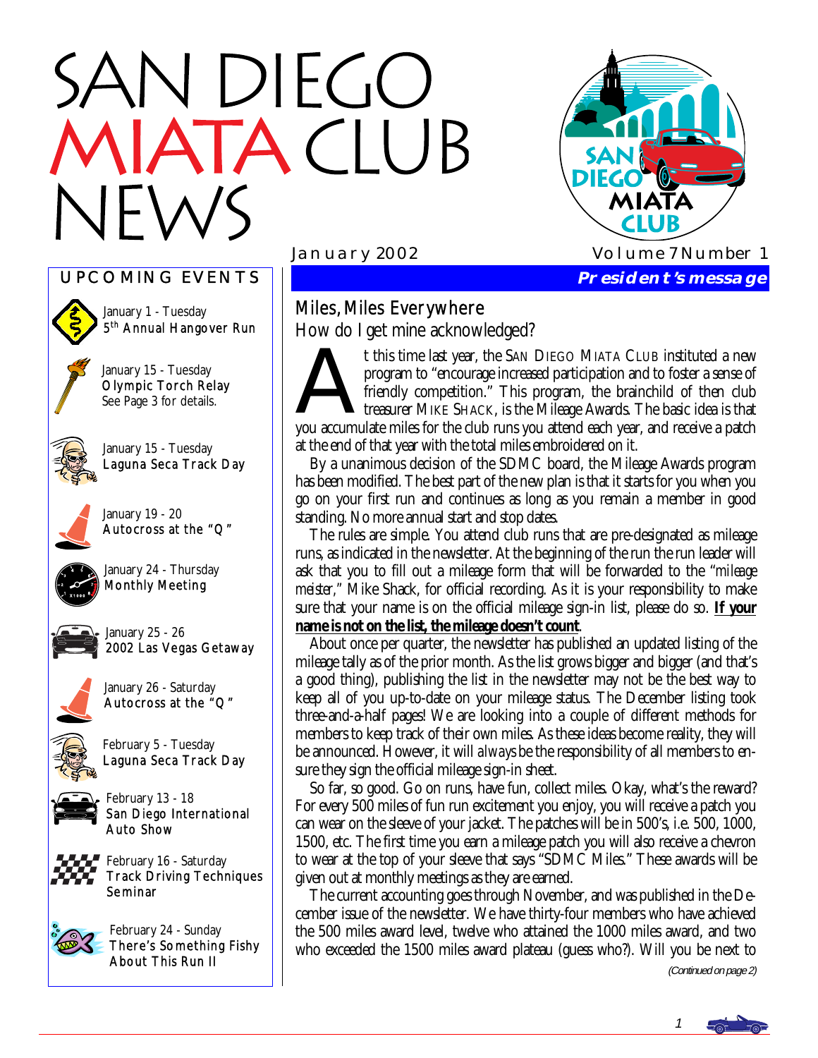# SAN DIEGO MIATA CLUB NEWS

January 2002 Volume 7 Number 1

## UPCOMING EVENTS

January 1 - Tuesday
5th Annual Hangover Run

January 15 - Tuesday
Olympic Torch Relay
See Page 3 for details.

January 15 - Tuesday
Laguna Seca Track Day

January 19 - 20
Autocross at the "Q"

January 24 - Thursday
Monthly Meeting

January 25 - 26
2002 Las Vegas Getaway

January 26 - Saturday
Autocross at the "Q"

February 5 - Tuesday
Laguna Seca Track Day

February 13 - 18
San Diego International Auto Show

February 16 - Saturday
Track Driving Techniques Seminar

February 24 - Sunday
There's Something Fishy About This Run II

## President's message

### Miles, Miles Everywhere

How do I get mine acknowledged?

At this time last year, the San Diego Miata Club instituted a new program to "encourage increased participation and to foster a sense of friendly competition." This program, the brainchild of then club treasurer Mike Shack, is the Mileage Awards. The basic idea is that you accumulate miles for the club runs you attend each year, and receive a patch at the end of that year with the total miles embroidered on it.

By a unanimous decision of the SDMC board, the Mileage Awards program has been modified. The best part of the new plan is that it starts for you when you go on your first run and continues as long as you remain a member in good standing. No more annual start and stop dates.

The rules are simple. You attend club runs that are pre-designated as mileage runs, as indicated in the newsletter. At the beginning of the run the run leader will ask that you to fill out a mileage form that will be forwarded to the "mileage meister," Mike Shack, for official recording. As it is your responsibility to make sure that your name is on the official mileage sign-in list, please do so. **If your name is not on the list, the mileage doesn't count**.

About once per quarter, the newsletter has published an updated listing of the mileage tally as of the prior month. As the list grows bigger and bigger (and that's a good thing), publishing the list in the newsletter may not be the best way to keep all of you up-to-date on your mileage status. The December listing took three-and-a-half pages! We are looking into a couple of different methods for members to keep track of their own miles. As these ideas become reality, they will be announced. However, it will *always* be the responsibility of all members to ensure they sign the official mileage sign-in sheet.

So far, so good. Go on runs, have fun, collect miles. Okay, what's the reward? For every 500 miles of fun run excitement you enjoy, you will receive a patch you can wear on the sleeve of your jacket. The patches will be in 500's, i.e. 500, 1000, 1500, etc. The first time you earn a mileage patch you will also receive a chevron to wear at the top of your sleeve that says "SDMC Miles." These awards will be given out at monthly meetings as they are earned.

The current accounting goes through November, and was published in the December issue of the newsletter. We have thirty-four members who have achieved the 500 miles award level, twelve who attained the 1000 miles award, and two who exceeded the 1500 miles award plateau (guess who?). Will you be next to

*(Continued on page 2)*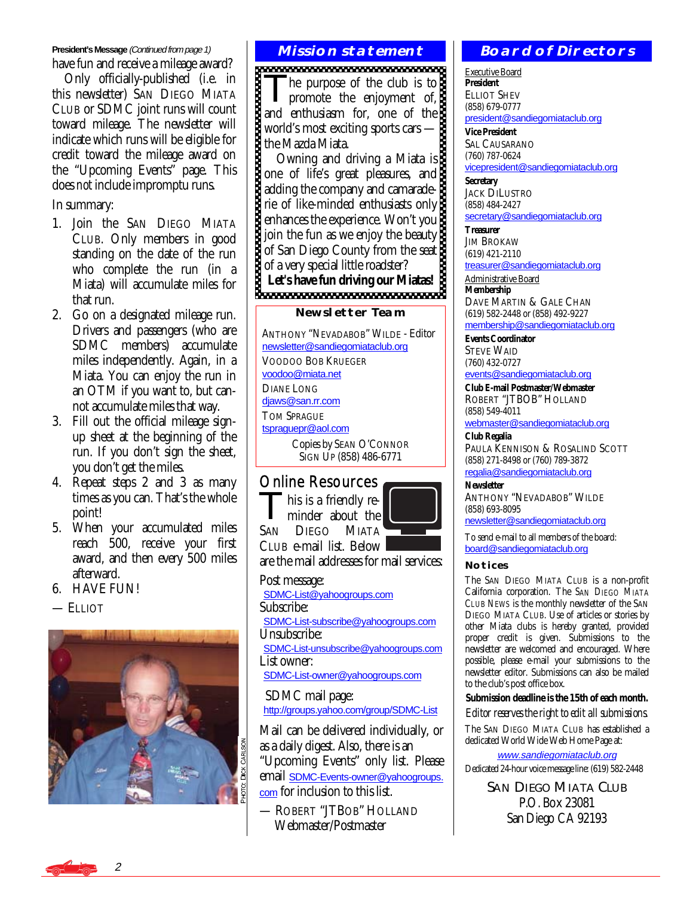**President's Message** *(Continued from page 1)*

have fun and receive a mileage award?

Only officially-published (i.e. in this newsletter) SAN DIEGO MIATA CLUB or SDMC joint runs will count toward mileage. The newsletter will indicate which runs will be eligible for credit toward the mileage award on the "Upcoming Events" page. This does not include impromptu runs.

In summary:

1. Join the SAN DIEGO MIATA CLUB. Only members in good standing on the date of the run who complete the run (in a Miata) will accumulate miles for that run.
2. Go on a designated mileage run. Drivers and passengers (who are SDMC members) accumulate miles independently. Again, in a Miata. You can enjoy the run in an OTM if you want to, but cannot accumulate miles that way.
3. Fill out the official mileage sign-up sheet at the beginning of the run. If you don't sign the sheet, you don't get the miles.
4. Repeat steps 2 and 3 as many times as you can. That's the whole point!
5. When your accumulated miles reach 500, receive your first award, and then every 500 miles afterward.
6. HAVE FUN!

— ELLIOT

PHOTO: DICK CARLSON

## Mission statement

The purpose of the club is to promote the enjoyment of, and enthusiasm for, one of the world's most exciting sports cars — the Mazda Miata.

Owning and driving a Miata is one of life's great pleasures, and adding the company and camaraderie of like-minded enthusiasts only enhances the experience. Won't you join the fun as we enjoy the beauty of San Diego County from the seat of a very special little roadster?

**Let's have fun driving our Miatas!**

### Newsletter Team

ANTHONY "NEVADABOB" WILDE - Editor
newsletter@sandiegomiataclub.org

VOODOO BOB KRUEGER
voodoo@miata.net

DIANE LONG
djaws@san.rr.com

TOM SPRAGUE
tspraguepr@aol.com

Copies by SEAN O'CONNOR
SIGN UP (858) 486-6771

## Online Resources

This is a friendly reminder about the SAN DIEGO MIATA CLUB e-mail list. Below are the mail addresses for mail services:

Post message:
SDMC-List@yahoogroups.com

Subscribe:
SDMC-List-subscribe@yahoogroups.com

Unsubscribe:
SDMC-List-unsubscribe@yahoogroups.com

List owner:
SDMC-List-owner@yahoogroups.com

SDMC mail page:
http://groups.yahoo.com/group/SDMC-List

Mail can be delivered individually, or as a daily digest. Also, there is an "Upcoming Events" only list. Please email SDMC-Events-owner@yahoogroups.com for inclusion to this list.

— ROBERT "JTBOB" HOLLAND
Webmaster/Postmaster

## Board of Directors

Executive Board

**President**
ELLIOT SHEV
(858) 679-0777
president@sandiegomiataclub.org

**Vice President**
SAL CAUSARANO
(760) 787-0624
vicepresident@sandiegomiataclub.org

**Secretary**
JACK DILUSTRO
(858) 484-2427
secretary@sandiegomiataclub.org

**Treasurer**
JIM BROKAW
(619) 421-2110
treasurer@sandiegomiataclub.org

Administrative Board

**Membership**
DAVE MARTIN & GALE CHAN
(619) 582-2448 or (858) 492-9227
membership@sandiegomiataclub.org

**Events Coordinator**
STEVE WAID
(760) 432-0727
events@sandiegomiataclub.org

**Club E-mail Postmaster/Webmaster**
ROBERT "JTBOB" HOLLAND
(858) 549-4011
webmaster@sandiegomiataclub.org

**Club Regalia**
PAULA KENNISON & ROSALIND SCOTT
(858) 271-8498 or (760) 789-3872
regalia@sandiegomiataclub.org

**Newsletter**
ANTHONY "NEVADABOB" WILDE
(858) 693-8095
newsletter@sandiegomiataclub.org

To send e-mail to all members of the board:
board@sandiegomiataclub.org

### Notices

The SAN DIEGO MIATA CLUB is a non-profit California corporation. The SAN DIEGO MIATA CLUB NEWS is the monthly newsletter of the SAN DIEGO MIATA CLUB. Use of articles or stories by other Miata clubs is hereby granted, provided proper credit is given. Submissions to the newsletter are welcomed and encouraged. Where possible, please e-mail your submissions to the newsletter editor. Submissions can also be mailed to the club's post office box.

**Submission deadline is the 15th of each month.**

*Editor reserves the right to edit all submissions.*

The SAN DIEGO MIATA CLUB has established a dedicated World Wide Web Home Page at:

*www.sandiegomiataclub.org*

Dedicated 24-hour voice message line: (619) 582-2448

SAN DIEGO MIATA CLUB
P.O. Box 23081
San Diego CA 92193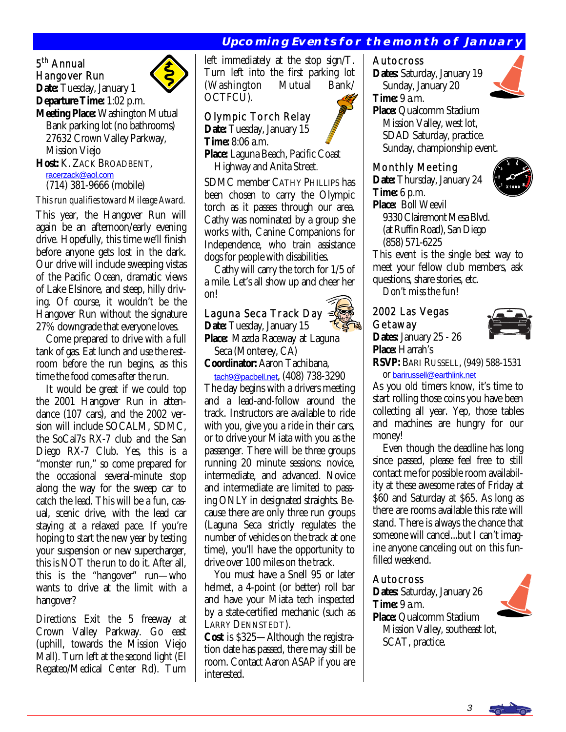## Upcoming Events for the month of January

### 5th Annual Hangover Run

**Date:** Tuesday, January 1
**Departure Time:** 1:02 p.m.
**Meeting Place:** Washington Mutual Bank parking lot (no bathrooms) 27632 Crown Valley Parkway, Mission Viejo
**Host:** K. Zack Broadbent, racerzack@aol.com (714) 381-9666 (mobile)

*This run qualifies toward Mileage Award.*

This year, the Hangover Run will again be an afternoon/early evening drive. Hopefully, this time we'll finish before anyone gets lost in the dark. Our drive will include sweeping vistas of the Pacific Ocean, dramatic views of Lake Elsinore, and steep, hilly driving. Of course, it wouldn't be the Hangover Run without the signature 27% downgrade that everyone loves.

Come prepared to drive with a full tank of gas. Eat lunch and use the restroom *before* the run begins, as this time the food comes *after* the run.

It would be great if we could top the 2001 Hangover Run in attendance (107 cars), and the 2002 version will include SOCALM, SDMC, the SoCal7s RX-7 club and the San Diego RX-7 Club. Yes, this is a "monster run," so come prepared for the occasional several-minute stop along the way for the sweep car to catch the lead. This will be a fun, casual, scenic drive, with the lead car staying at a relaxed pace. If you're hoping to start the new year by testing your suspension or new supercharger, this is NOT the run to do it. After all, this is the "hangover" run—who wants to drive at the limit with a hangover?

*Directions:* Exit the 5 freeway at Crown Valley Parkway. Go east (uphill, towards the Mission Viejo Mall). Turn left at the second light (El Regateo/Medical Center Rd). Turn left immediately at the stop sign/T. Turn left into the first parking lot (Washington Mutual Bank/OCTFCU).

### Olympic Torch Relay

**Date:** Tuesday, January 15
**Time:** 8:06 a.m.
**Place:** Laguna Beach, Pacific Coast Highway and Anita Street.

SDMC member Cathy Phillips has been chosen to carry the Olympic torch as it passes through our area. Cathy was nominated by a group she works with, Canine Companions for Independence, who train assistance dogs for people with disabilities.

Cathy will carry the torch for 1/5 of a mile. Let's all show up and cheer her on!

### Laguna Seca Track Day

**Date:** Tuesday, January 15
**Place:** Mazda Raceway at Laguna Seca (Monterey, CA)
**Coordinator:** Aaron Tachibana, tach9@pacbell.net, (408) 738-3290

The day begins with a drivers meeting and a lead-and-follow around the track. Instructors are available to ride with you, give you a ride in their cars, or to drive your Miata with you as the passenger. There will be three groups running 20 minute sessions: novice, intermediate, and advanced. Novice and intermediate are limited to passing ONLY in designated straights. Because there are only three run groups (Laguna Seca strictly regulates the number of vehicles on the track at one time), you'll have the opportunity to drive over 100 miles on the track.

You must have a Snell 95 or later helmet, a 4-point (or better) roll bar and have your Miata tech inspected by a state-certified mechanic (such as Larry Dennstedt).

**Cost** is $325—Although the registration date has passed, there may still be room. Contact Aaron ASAP if you are interested.

### Autocross

**Dates:** Saturday, January 19
Sunday, January 20
**Time:** 9 a.m.
**Place:** Qualcomm Stadium Mission Valley, west lot, SDAD Saturday, practice. Sunday, championship event.

### Monthly Meeting

**Date:** Thursday, January 24
**Time:** 6 p.m.
**Place:** Boll Weevil 9330 Clairemont Mesa Blvd. (at Ruffin Road), San Diego (858) 571-6225

This event is the single best way to meet your fellow club members, ask questions, share stories, etc.

*Don't miss the fun!*

### 2002 Las Vegas Getaway

**Dates:** January 25 - 26
**Place:** Harrah's
**RSVP:** Bari Russell, (949) 588-1531 or barirussell@earthlink.net

As you old timers know, it's time to start rolling those coins you have been collecting all year. Yep, those tables and machines are hungry for our money!

Even though the deadline has long since passed, please feel free to still contact me for possible room availability at these awesome rates of Friday at $60 and Saturday at $65. As long as there are rooms available this rate will stand. There is always the chance that someone will cancel...but I can't imagine anyone canceling out on this fun-filled weekend.

### Autocross

**Dates:** Saturday, January 26
**Time:** 9 a.m.
**Place:** Qualcomm Stadium Mission Valley, southeast lot, SCAT, practice.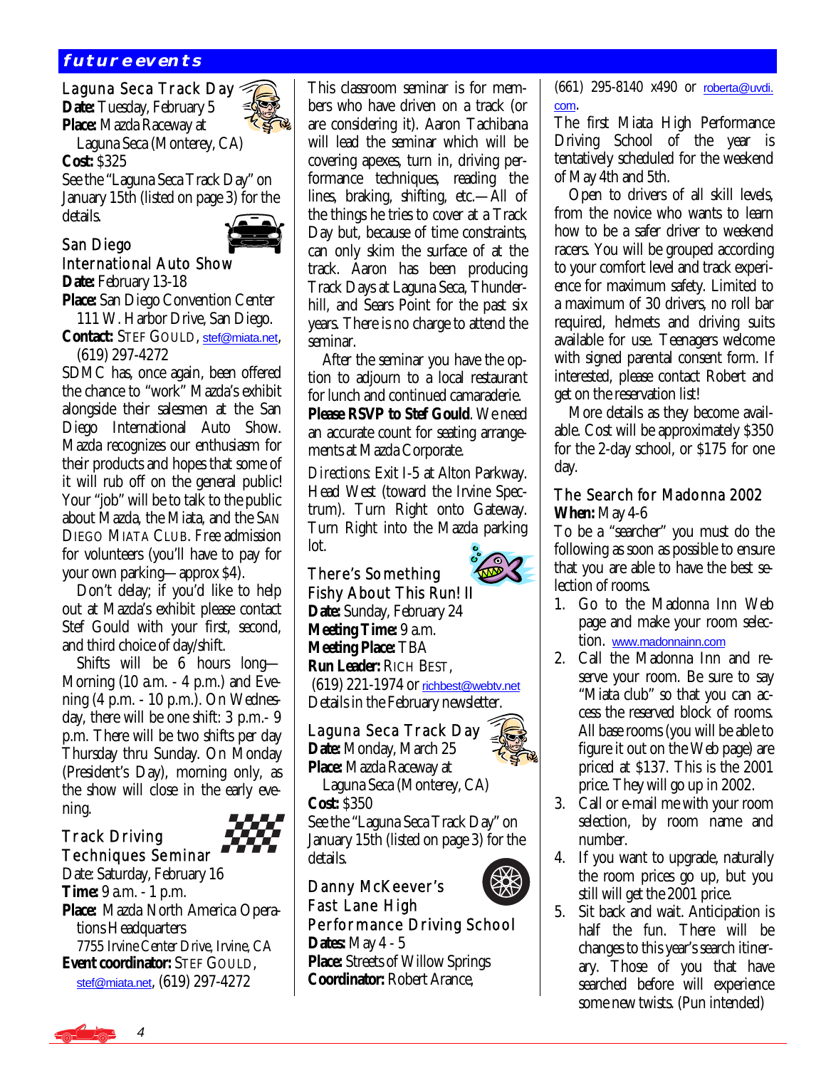## future events

### Laguna Seca Track Day

**Date:** Tuesday, February 5
**Place:** Mazda Raceway at Laguna Seca (Monterey, CA)
**Cost:** $325

See the "Laguna Seca Track Day" on January 15th (listed on page 3) for the details.

### San Diego International Auto Show

**Date:** February 13-18
**Place:** San Diego Convention Center 111 W. Harbor Drive, San Diego.
**Contact:** STEF GOULD, stef@miata.net, (619) 297-4272

SDMC has, once again, been offered the chance to "work" Mazda's exhibit alongside their salesmen at the San Diego International Auto Show. Mazda recognizes our enthusiasm for their products and hopes that some of it will rub off on the general public! Your "job" will be to talk to the public about Mazda, the Miata, and the SAN DIEGO MIATA CLUB. Free admission for volunteers (you'll have to pay for your own parking—approx $4).

Don't delay; if you'd like to help out at Mazda's exhibit please contact Stef Gould with your first, second, and third choice of day/shift.

Shifts will be 6 hours long—Morning (10 a.m. - 4 p.m.) and Evening (4 p.m. - 10 p.m.). On Wednesday, there will be one shift: 3 p.m.- 9 p.m. There will be two shifts per day Thursday thru Sunday. On Monday (President's Day), morning only, as the show will close in the early evening.

### Track Driving Techniques Seminar

Date: Saturday, February 16
**Time:** 9 a.m. - 1 p.m.
**Place:** Mazda North America Operations Headquarters 7755 Irvine Center Drive, Irvine, CA
**Event coordinator:** STEF GOULD, stef@miata.net, (619) 297-4272

This classroom seminar is for members who have driven on a track (or are considering it). Aaron Tachibana will lead the seminar which will be covering apexes, turn in, driving performance techniques, reading the lines, braking, shifting, etc.—All of the things he tries to cover at a Track Day but, because of time constraints, can only skim the surface of at the track. Aaron has been producing Track Days at Laguna Seca, Thunderhill, and Sears Point for the past six years. There is no charge to attend the seminar.

After the seminar you have the option to adjourn to a local restaurant for lunch and continued camaraderie. **Please RSVP to Stef Gould**. We need an accurate count for seating arrangements at Mazda Corporate.

*Directions:* Exit I-5 at Alton Parkway. Head West (toward the Irvine Spectrum). Turn Right onto Gateway. Turn Right into the Mazda parking lot.

### There's Something Fishy About This Run! II

**Date:** Sunday, February 24
**Meeting Time:** 9 a.m.
**Meeting Place:** TBA
**Run Leader:** RICH BEST, (619) 221-1974 or richbest@webtv.net

Details in the February newsletter.

### Laguna Seca Track Day

**Date:** Monday, March 25
**Place:** Mazda Raceway at Laguna Seca (Monterey, CA)
**Cost:** $350

See the "Laguna Seca Track Day" on January 15th (listed on page 3) for the details.

### Danny McKeever's Fast Lane High Performance Driving School

**Dates:** May 4 - 5
**Place:** Streets of Willow Springs
**Coordinator:** Robert Arance, (661) 295-8140 x490 or roberta@uvdi.com.

The first Miata High Performance Driving School of the year is tentatively scheduled for the weekend of May 4th and 5th.

Open to drivers of all skill levels, from the novice who wants to learn how to be a safer driver to weekend racers. You will be grouped according to your comfort level and track experience for maximum safety. Limited to a maximum of 30 drivers, no roll bar required, helmets and driving suits available for use. Teenagers welcome with signed parental consent form. If interested, please contact Robert and get on the reservation list!

More details as they become available. Cost will be approximately $350 for the 2-day school, or $175 for one day.

### The Search for Madonna 2002

**When:** May 4-6

To be a "searcher" you must do the following as soon as possible to ensure that you are able to have the best selection of rooms.

1. Go to the Madonna Inn Web page and make your room selection. www.madonnainn.com
2. Call the Madonna Inn and reserve your room. Be sure to say "Miata club" so that you can access the reserved block of rooms. All base rooms (you will be able to figure it out on the Web page) are priced at $137. This is the 2001 price. They will go up in 2002.
3. Call or e-mail me with your room selection, by room name and number.
4. If you want to upgrade, naturally the room prices go up, but you still will get the 2001 price.
5. Sit back and wait. Anticipation is half the fun. There will be changes to this year's search itinerary. Those of you that have searched before will experience some new twists. (Pun intended)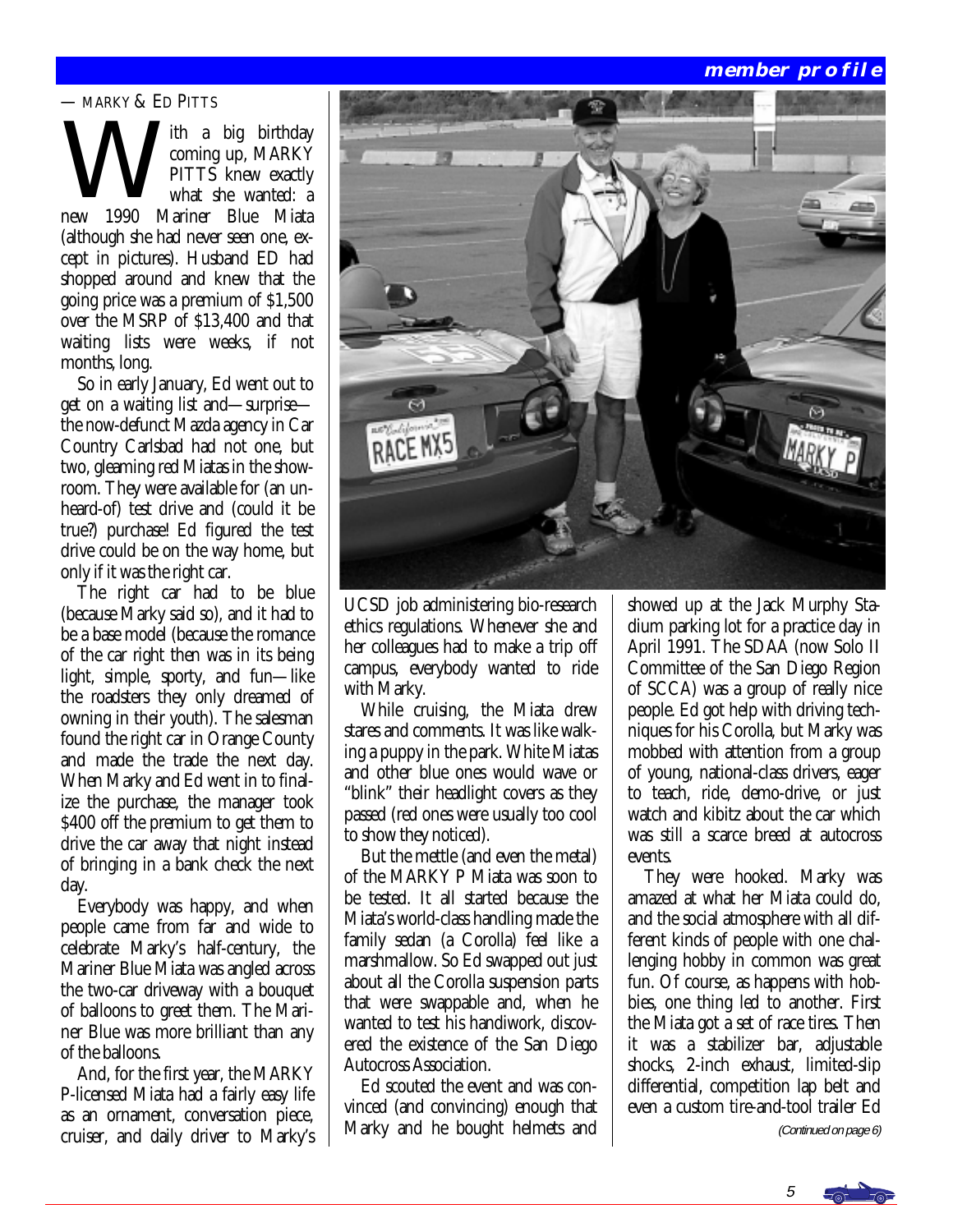## member profile

— MARKY & ED PITTS

With a big birthday coming up, MARKY PITTS knew exactly what she wanted: a new 1990 Mariner Blue Miata (although she had never seen one, except in pictures). Husband ED had shopped around and knew that the going price was a premium of $1,500 over the MSRP of $13,400 and that waiting lists were weeks, if not months, long.

So in early January, Ed went out to get on a waiting list and—surprise—the now-defunct Mazda agency in Car Country Carlsbad had not one, but two, gleaming red Miatas in the showroom. They were available for (an unheard-of) test drive and (could it be true?) purchase! Ed figured the test drive could be on the way home, but only if it was the right car.

The right car had to be blue (because Marky said so), and it had to be a base model (because the romance of the car right then was in its being light, simple, sporty, and fun—like the roadsters they only dreamed of owning in their youth). The salesman found the right car in Orange County and made the trade the next day. When Marky and Ed went in to finalize the purchase, the manager took $400 off the premium to get them to drive the car away that night instead of bringing in a bank check the next day.

Everybody was happy, and when people came from far and wide to celebrate Marky's half-century, the Mariner Blue Miata was angled across the two-car driveway with a bouquet of balloons to greet them. The Mariner Blue was more brilliant than any of the balloons.

And, for the first year, the MARKY P-licensed Miata had a fairly easy life as an ornament, conversation piece, cruiser, and daily driver to Marky's UCSD job administering bio-research ethics regulations. Whenever she and her colleagues had to make a trip off campus, everybody wanted to ride with Marky.

While cruising, the Miata drew stares and comments. It was like walking a puppy in the park. White Miatas and other blue ones would wave or "blink" their headlight covers as they passed (red ones were usually too cool to show they noticed).

But the mettle (and even the metal) of the MARKY P Miata was soon to be tested. It all started because the Miata's world-class handling made the family sedan (a Corolla) feel like a marshmallow. So Ed swapped out just about all the Corolla suspension parts that were swappable and, when he wanted to test his handiwork, discovered the existence of the San Diego Autocross Association.

Ed scouted the event and was convinced (and convincing) enough that Marky and he bought helmets and showed up at the Jack Murphy Stadium parking lot for a practice day in April 1991. The SDAA (now Solo II Committee of the San Diego Region of SCCA) was a group of really nice people. Ed got help with driving techniques for his Corolla, but Marky was mobbed with attention from a group of young, national-class drivers, eager to teach, ride, demo-drive, or just watch and kibitz about the car which was still a scarce breed at autocross events.

They were hooked. Marky was amazed at what her Miata could do, and the social atmosphere with all different kinds of people with one challenging hobby in common was great fun. Of course, as happens with hobbies, one thing led to another. First the Miata got a set of race tires. Then it was a stabilizer bar, adjustable shocks, 2-inch exhaust, limited-slip differential, competition lap belt and even a custom tire-and-tool trailer Ed

*(Continued on page 6)*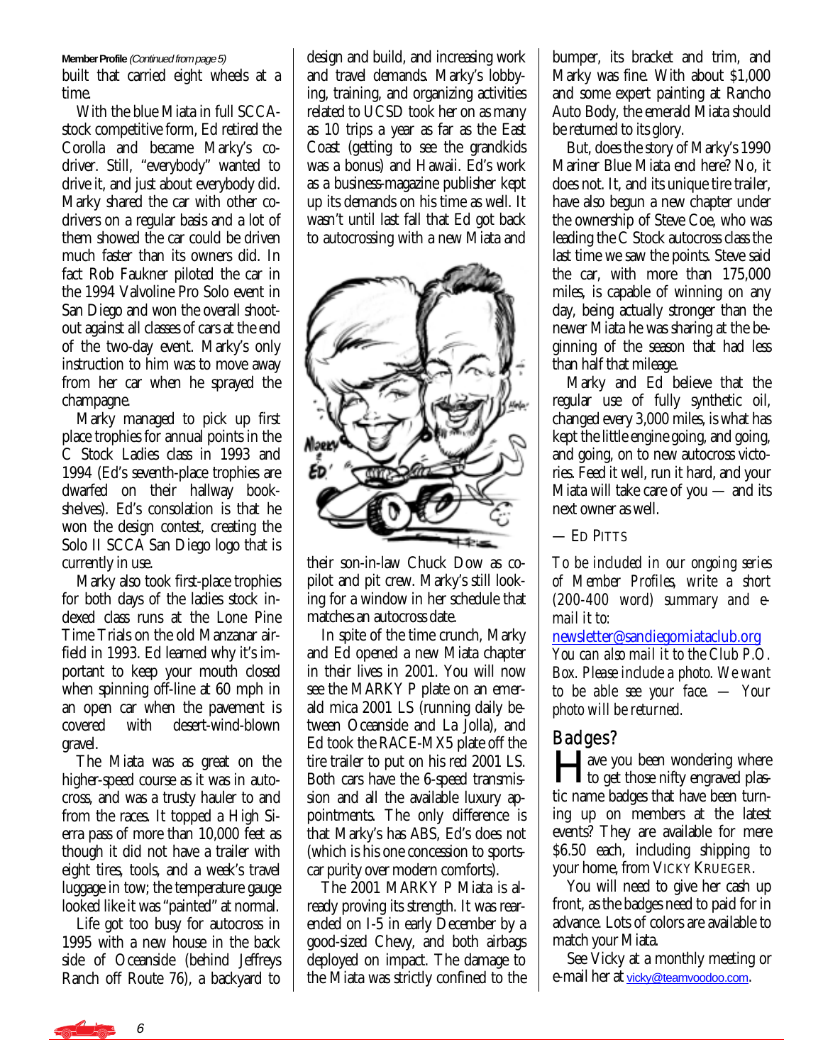**Member Profile** *(Continued from page 5)*

built that carried eight wheels at a time.

With the blue Miata in full SCCA-stock competitive form, Ed retired the Corolla and became Marky's co-driver. Still, "everybody" wanted to drive it, and just about everybody did. Marky shared the car with other co-drivers on a regular basis and a lot of them showed the car could be driven much faster than its owners did. In fact Rob Faukner piloted the car in the 1994 Valvoline Pro Solo event in San Diego and won the overall shoot-out against all classes of cars at the end of the two-day event. Marky's only instruction to him was to move away from her car when he sprayed the champagne.

Marky managed to pick up first place trophies for annual points in the C Stock Ladies class in 1993 and 1994 (Ed's seventh-place trophies are dwarfed on their hallway bookshelves). Ed's consolation is that he won the design contest, creating the Solo II SCCA San Diego logo that is currently in use.

Marky also took first-place trophies for both days of the ladies stock indexed class runs at the Lone Pine Time Trials on the old Manzanar airfield in 1993. Ed learned why it's important to keep your mouth closed when spinning off-line at 60 mph in an open car when the pavement is covered with desert-wind-blown gravel.

The Miata was as great on the higher-speed course as it was in autocross, and was a trusty hauler to and from the races. It topped a High Sierra pass of more than 10,000 feet as though it did not have a trailer with eight tires, tools, and a week's travel luggage in tow; the temperature gauge looked like it was "painted" at normal.

Life got too busy for autocross in 1995 with a new house in the back side of Oceanside (behind Jeffreys Ranch off Route 76), a backyard to design and build, and increasing work and travel demands. Marky's lobbying, training, and organizing activities related to UCSD took her on as many as 10 trips a year as far as the East Coast (getting to see the grandkids was a bonus) and Hawaii. Ed's work as a business-magazine publisher kept up its demands on his time as well. It wasn't until last fall that Ed got back to autocrossing with a new Miata and their son-in-law Chuck Dow as co-pilot and pit crew. Marky's still looking for a window in her schedule that matches an autocross date.

In spite of the time crunch, Marky and Ed opened a new Miata chapter in their lives in 2001. You will now see the MARKY P plate on an emerald mica 2001 LS (running daily between Oceanside and La Jolla), and Ed took the RACE-MX5 plate off the tire trailer to put on his red 2001 LS. Both cars have the 6-speed transmission and all the available luxury appointments. The only difference is that Marky's has ABS, Ed's does not (which is his one concession to sports-car purity over modern comforts).

The 2001 MARKY P Miata is already proving its strength. It was rear-ended on I-5 in early December by a good-sized Chevy, and both airbags deployed on impact. The damage to the Miata was strictly confined to the bumper, its bracket and trim, and Marky was fine. With about $1,000 and some expert painting at Rancho Auto Body, the emerald Miata should be returned to its glory.

But, does the story of Marky's 1990 Mariner Blue Miata end here? No, it does not. It, and its unique tire trailer, have also begun a new chapter under the ownership of Steve Coe, who was leading the C Stock autocross class the last time we saw the points. Steve said the car, with more than 175,000 miles, is capable of winning on any day, being actually stronger than the newer Miata he was sharing at the beginning of the season that had less than half that mileage.

Marky and Ed believe that the regular use of fully synthetic oil, changed every 3,000 miles, is what has kept the little engine going, and going, and going, on to new autocross victories. Feed it well, run it hard, and your Miata will take care of you — and its next owner as well.

— Ed Pitts

*To be included in our ongoing series of Member Profiles, write a short (200-400 word) summary and e-mail it to:*
newsletter@sandiegomiataclub.org
*You can also mail it to the Club P.O. Box. Please include a photo. We want to be able see your face. — Your photo will be returned.*

## Badges?

Have you been wondering where to get those nifty engraved plastic name badges that have been turning up on members at the latest events? They are available for mere $6.50 each, including shipping to your home, from Vicky Krueger.

You will need to give her cash up front, as the badges need to paid for in advance. Lots of colors are available to match your Miata.

See Vicky at a monthly meeting or e-mail her at vicky@teamvoodoo.com.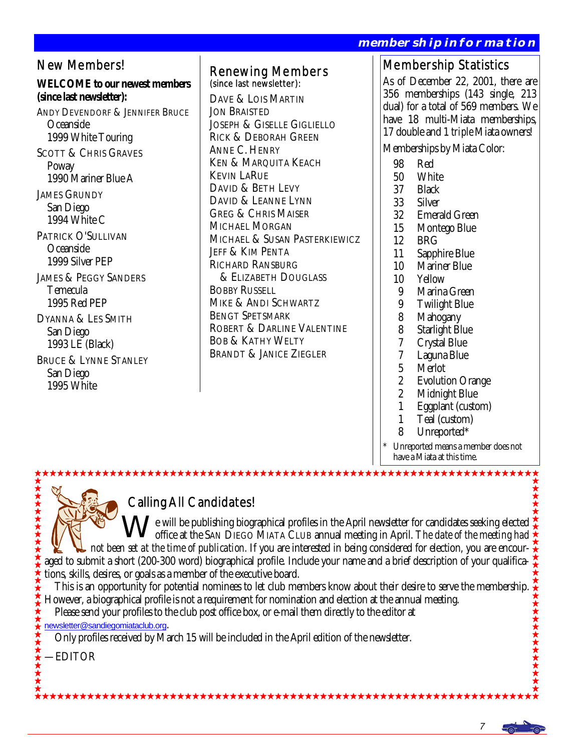## membership information

## New Members!

**WELCOME to our newest members (since last newsletter):**

ANDY DEVENDORF & JENNIFER BRUCE
Oceanside
1999 White Touring

SCOTT & CHRIS GRAVES
Poway
1990 Mariner Blue A

JAMES GRUNDY
San Diego
1994 White C

PATRICK O'SULLIVAN
Oceanside
1999 Silver PEP

JAMES & PEGGY SANDERS
Temecula
1995 Red PEP

DYANNA & LES SMITH
San Diego
1993 LE (Black)

BRUCE & LYNNE STANLEY
San Diego
1995 White

## Renewing Members

(since last newsletter):

DAVE & LOIS MARTIN
JON BRAISTED
JOSEPH & GISELLE GIGLIELLO
RICK & DEBORAH GREEN
ANNE C. HENRY
KEN & MARQUITA KEACH
KEVIN LARUE
DAVID & BETH LEVY
DAVID & LEANNE LYNN
GREG & CHRIS MAISER
MICHAEL MORGAN
MICHAEL & SUSAN PASTERKIEWICZ
JEFF & KIM PENTA
RICHARD RANSBURG & ELIZABETH DOUGLASS
BOBBY RUSSELL
MIKE & ANDI SCHWARTZ
BENGT SPETSMARK
ROBERT & DARLINE VALENTINE
BOB & KATHY WELTY
BRANDT & JANICE ZIEGLER

## Membership Statistics

As of December 22, 2001, there are 356 memberships (143 single, 213 dual) for a total of 569 members. We have 18 multi-Miata memberships, 17 double and 1 *triple* Miata owners!

Memberships by Miata Color:

| | |
|---|---|
| 98 | Red |
| 50 | White |
| 37 | Black |
| 33 | Silver |
| 32 | Emerald Green |
| 15 | Montego Blue |
| 12 | BRG |
| 11 | Sapphire Blue |
| 10 | Mariner Blue |
| 10 | Yellow |
| 9 | Marina Green |
| 9 | Twilight Blue |
| 8 | Mahogany |
| 8 | Starlight Blue |
| 7 | Crystal Blue |
| 7 | Laguna Blue |
| 5 | Merlot |
| 2 | Evolution Orange |
| 2 | Midnight Blue |
| 1 | Eggplant (custom) |
| 1 | Teal (custom) |
| 8 | Unreported* |

\* *Unreported means a member does not have a Miata at this time.*

## Calling All Candidates!

We will be publishing biographical profiles in the April newsletter for candidates seeking elected office at the SAN DIEGO MIATA CLUB annual meeting in April. *The date of the meeting had not been set at the time of publication.* If you are interested in being considered for election, you are encouraged to submit a short (200-300 word) biographical profile. Include your name and a brief description of your qualifications, skills, desires, or goals as a member of the executive board.

This is an opportunity for potential nominees to let club members know about their desire to serve the membership. However, a biographical profile is not a requirement for nomination and election at the annual meeting.

Please send your profiles to the club post office box, or e-mail them directly to the editor at newsletter@sandiegomiataclub.org.

Only profiles received by March 15 will be included in the April edition of the newsletter.

—EDITOR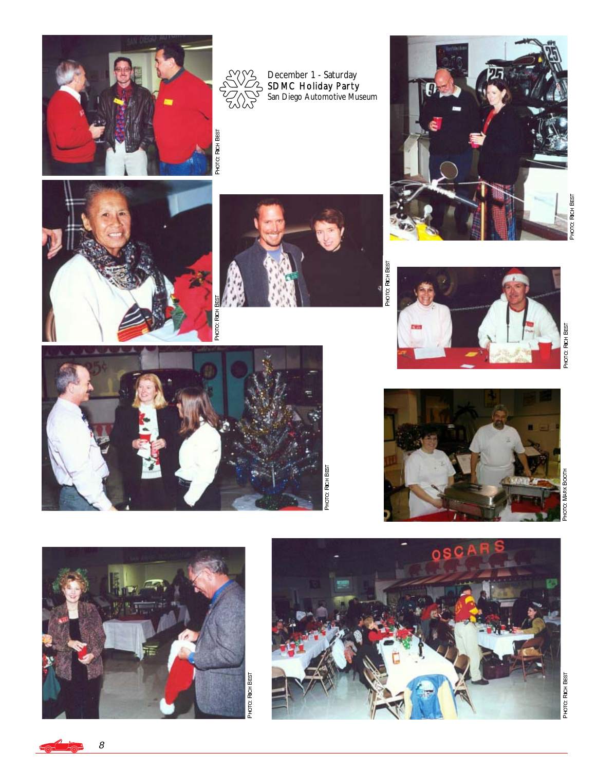December 1 - Saturday
**SDMC Holiday Party**
San Diego Automotive Museum

PHOTO: RICH BEST

PHOTO: RICH BEST

PHOTO: RICH BEST

PHOTO: RICH BEST

PHOTO: RICH BEST

PHOTO: RICH BEST

PHOTO: MARK BOOTH

PHOTO: RICH BEST

PHOTO: RICH BEST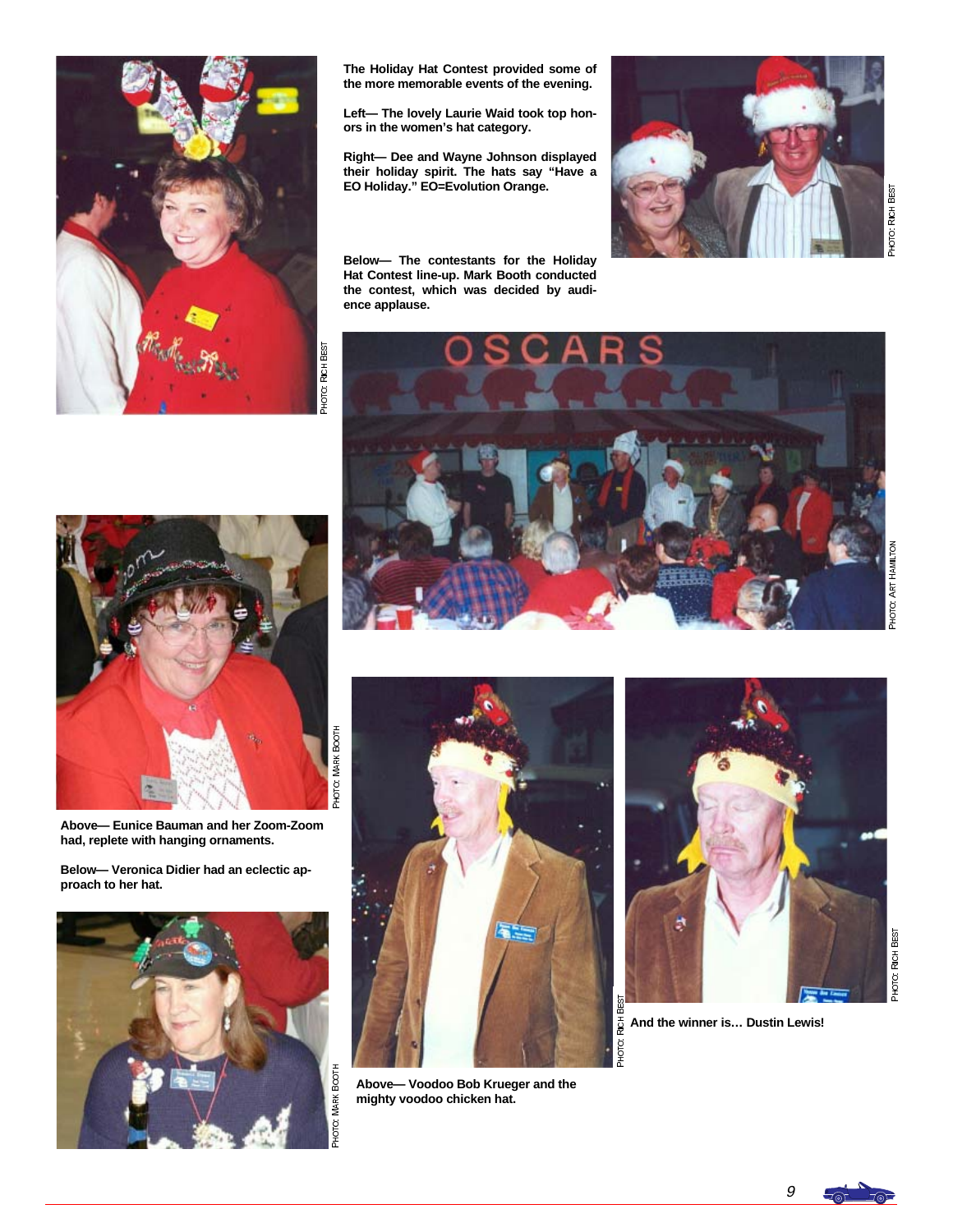The Holiday Hat Contest provided some of the more memorable events of the evening.

Left— The lovely Laurie Waid took top honors in the women's hat category.

Right— Dee and Wayne Johnson displayed their holiday spirit. The hats say "Have a EO Holiday." EO=Evolution Orange.

PHOTO: RICH BEST

PHOTO: RICH BEST

Below— The contestants for the Holiday Hat Contest line-up. Mark Booth conducted the contest, which was decided by audience applause.

PHOTO: ART HAMILTON

Above— Eunice Bauman and her Zoom-Zoom had, replete with hanging ornaments.

PHOTO: MARK BOOTH

Below— Veronica Didier had an eclectic approach to her hat.

PHOTO: MARK BOOTH

Above— Voodoo Bob Krueger and the mighty voodoo chicken hat.

PHOTO: RICH BEST

And the winner is… Dustin Lewis!

PHOTO: RICH BEST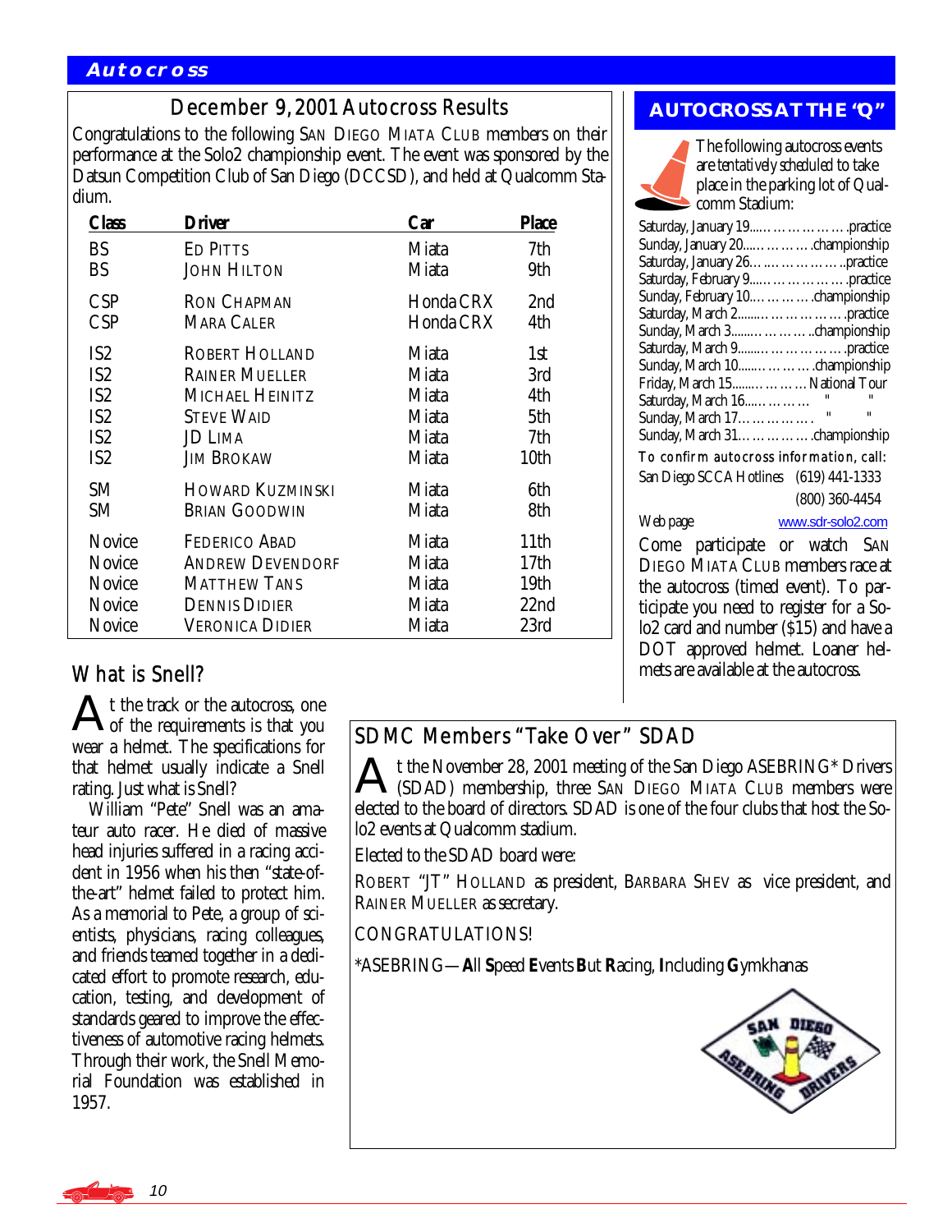## Autocross

### December 9, 2001 Autocross Results

Congratulations to the following San Diego Miata Club members on their performance at the Solo2 championship event. The event was sponsored by the Datsun Competition Club of San Diego (DCCSD), and held at Qualcomm Stadium.

| Class | Driver | Car | Place |
|---|---|---|---|
| BS | Ed Pitts | Miata | 7th |
| BS | John Hilton | Miata | 9th |
| CSP | Ron Chapman | Honda CRX | 2nd |
| CSP | Mara Caler | Honda CRX | 4th |
| IS2 | Robert Holland | Miata | 1st |
| IS2 | Rainer Mueller | Miata | 3rd |
| IS2 | Michael Heinitz | Miata | 4th |
| IS2 | Steve Waid | Miata | 5th |
| IS2 | JD Lima | Miata | 7th |
| IS2 | Jim Brokaw | Miata | 10th |
| SM | Howard Kuzminski | Miata | 6th |
| SM | Brian Goodwin | Miata | 8th |
| Novice | Federico Abad | Miata | 11th |
| Novice | Andrew Devendorf | Miata | 17th |
| Novice | Matthew Tans | Miata | 19th |
| Novice | Dennis Didier | Miata | 22nd |
| Novice | Veronica Didier | Miata | 23rd |

### AUTOCROSS AT THE "Q"

The following autocross events are tentatively scheduled to take place in the parking lot of Qualcomm Stadium:

Saturday, January 19……………………practice
Sunday, January 20……………championship
Saturday, January 26…………………..practice
Saturday, February 9……………………practice
Sunday, February 10……………championship
Saturday, March 2……………………….practice
Sunday, March 3………………..championship
Saturday, March 9………………………practice
Sunday, March 10………………championship
Friday, March 15…………… National Tour
Saturday, March 16…………… "
Sunday, March 17……………. "
Sunday, March 31………………championship

To confirm autocross information, call:
San Diego SCCA Hotlines (619) 441-1333
(800) 360-4454
Web page www.sdr-solo2.com

Come participate or watch San Diego Miata Club members race at the autocross (timed event). To participate you need to register for a Solo2 card and number ($15) and have a DOT approved helmet. Loaner helmets are available at the autocross.

### What is Snell?

At the track or the autocross, one of the requirements is that you wear a helmet. The specifications for that helmet usually indicate a Snell rating. Just what is Snell?

William "Pete" Snell was an amateur auto racer. He died of massive head injuries suffered in a racing accident in 1956 when his then "state-of-the-art" helmet failed to protect him. As a memorial to Pete, a group of scientists, physicians, racing colleagues, and friends teamed together in a dedicated effort to promote research, education, testing, and development of standards geared to improve the effectiveness of automotive racing helmets. Through their work, the Snell Memorial Foundation was established in 1957.

### SDMC Members "Take Over" SDAD

At the November 28, 2001 meeting of the San Diego ASEBRING* Drivers (SDAD) membership, three San Diego Miata Club members were elected to the board of directors. SDAD is one of the four clubs that host the Solo2 events at Qualcomm stadium.

Elected to the SDAD board were:

Robert "JT" Holland as president, Barbara Shev as vice president, and Rainer Mueller as secretary.

CONGRATULATIONS!

*ASEBRING—**A**ll **S**peed **E**vents **B**ut **R**acing, **I**ncluding **G**ymkhanas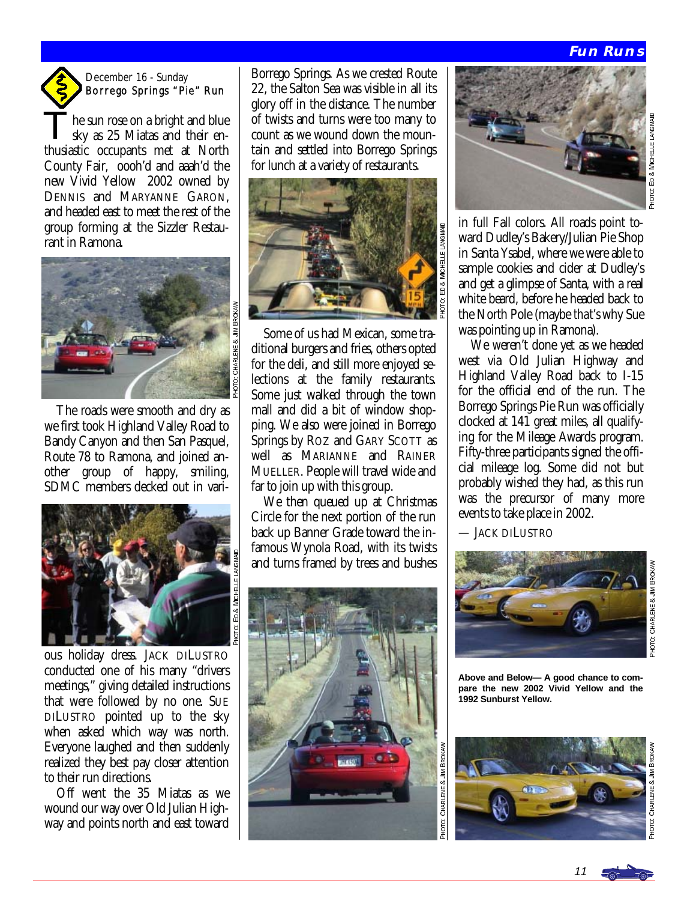## December 16 - Sunday
## Borrego Springs "Pie" Run

The sun rose on a bright and blue sky as 25 Miatas and their enthusiastic occupants met at North County Fair, oooh'd and aaah'd the new Vivid Yellow 2002 owned by DENNIS and MARYANNE GARON, and headed east to meet the rest of the group forming at the Sizzler Restaurant in Ramona.

PHOTO: CHARLENE & JIM BROKAW

The roads were smooth and dry as we first took Highland Valley Road to Bandy Canyon and then San Pasquel, Route 78 to Ramona, and joined another group of happy, smiling, SDMC members decked out in various holiday dress. JACK DILUSTRO conducted one of his many "drivers meetings," giving detailed instructions that were followed by no one. SUE DILUSTRO pointed up to the sky when asked which way was north. Everyone laughed and then suddenly realized they best pay closer attention to their run directions.

PHOTO: ED & MICHELLE LANGMAID

Off went the 35 Miatas as we wound our way over Old Julian Highway and points north and east toward Borrego Springs. As we crested Route 22, the Salton Sea was visible in all its glory off in the distance. The number of twists and turns were too many to count as we wound down the mountain and settled into Borrego Springs for lunch at a variety of restaurants.

PHOTO: ED & MICHELLE LANGMAID

Some of us had Mexican, some traditional burgers and fries, others opted for the deli, and still more enjoyed selections at the family restaurants. Some just walked through the town mall and did a bit of window shopping. We also were joined in Borrego Springs by ROZ and GARY SCOTT as well as MARIANNE and RAINER MUELLER. People will travel wide and far to join up with this group.

We then queued up at Christmas Circle for the next portion of the run back up Banner Grade toward the infamous Wynola Road, with its twists and turns framed by trees and bushes in full Fall colors. All roads point toward Dudley's Bakery/Julian Pie Shop in Santa Ysabel, where we were able to sample cookies and cider at Dudley's and get a glimpse of Santa, with a real white beard, before he headed back to the North Pole (maybe that's why Sue was pointing up in Ramona).

PHOTO: CHARLENE & JIM BROKAW

PHOTO: ED & MICHELLE LANGMAID

We weren't done yet as we headed west via Old Julian Highway and Highland Valley Road back to I-15 for the official end of the run. The Borrego Springs Pie Run was officially clocked at 141 great miles, all qualifying for the Mileage Awards program. Fifty-three participants signed the official mileage log. Some did not but probably wished they had, as this run was the precursor of many more events to take place in 2002.

— JACK DILUSTRO

PHOTO: CHARLENE & JIM BROKAW

**Above and Below— A good chance to compare the new 2002 Vivid Yellow and the 1992 Sunburst Yellow.**

PHOTO: CHARLENE & JIM BROKAW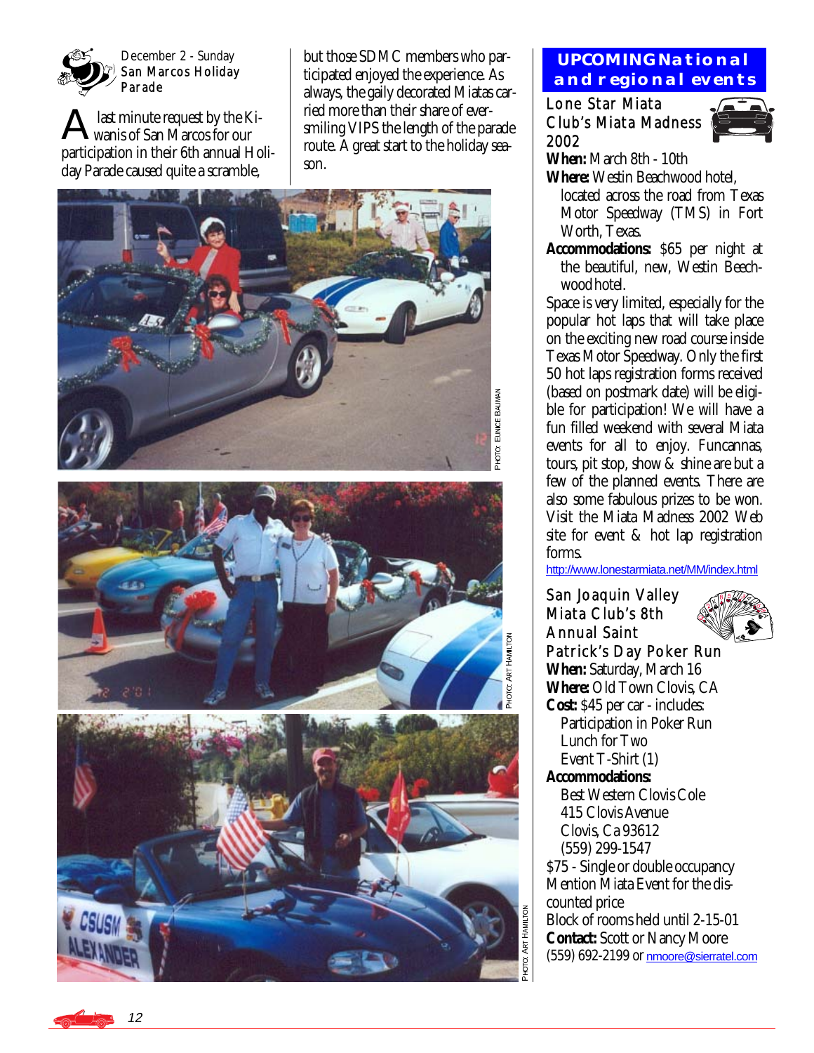December 2 - Sunday
San Marcos Holiday Parade

A last minute request by the Kiwanis of San Marcos for our participation in their 6th annual Holiday Parade caused quite a scramble, but those SDMC members who participated enjoyed the experience. As always, the gaily decorated Miatas carried more than their share of ever-smiling VIPS the length of the parade route. A great start to the holiday season.

PHOTO: EUNICE BAUMAN

PHOTO: ART HAMILTON

PHOTO: ART HAMILTON

## UPCOMING National and regional events

### Lone Star Miata Club's Miata Madness 2002

**When:** March 8th - 10th

**Where:** Westin Beachwood hotel, located across the road from Texas Motor Speedway (TMS) in Fort Worth, Texas.

**Accommodations:** $65 per night at the beautiful, new, Westin Beechwood hotel.

Space is very limited, especially for the popular hot laps that will take place on the exciting new road course inside Texas Motor Speedway. Only the first 50 hot laps registration forms received (based on postmark date) will be eligible for participation! We will have a fun filled weekend with several Miata events for all to enjoy. Funcannas, tours, pit stop, show & shine are but a few of the planned events. There are also some fabulous prizes to be won. Visit the Miata Madness 2002 Web site for event & hot lap registration forms.

http://www.lonestarmiata.net/MM/index.html

### San Joaquin Valley Miata Club's 8th Annual Saint Patrick's Day Poker Run

**When:** Saturday, March 16

**Where:** Old Town Clovis, CA

**Cost:** $45 per car - includes:
Participation in Poker Run
Lunch for Two
Event T-Shirt (1)

**Accommodations:**
Best Western Clovis Cole
415 Clovis Avenue
Clovis, Ca 93612
(559) 299-1547

$75 - Single or double occupancy
Mention Miata Event for the discounted price
Block of rooms held until 2-15-01

**Contact:** Scott or Nancy Moore
(559) 692-2199 or nmoore@sierratel.com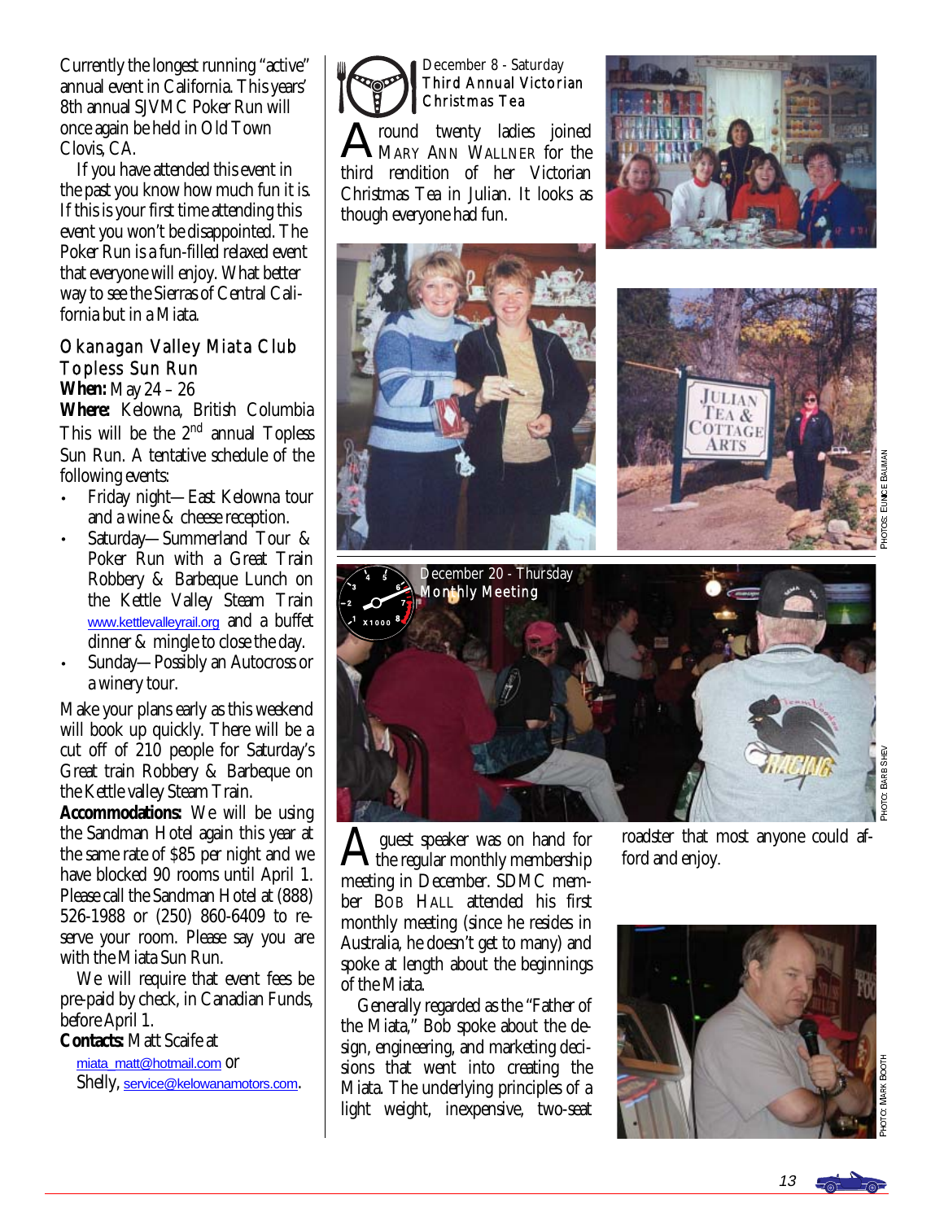Currently the longest running "active" annual event in California. This years' 8th annual SJVMC Poker Run will once again be held in Old Town Clovis, CA.

If you have attended this event in the past you know how much fun it is. If this is your first time attending this event you won't be disappointed. The Poker Run is a fun-filled relaxed event that everyone will enjoy. What better way to see the Sierras of Central California but in a Miata.

### Okanagan Valley Miata Club Topless Sun Run

**When:** May 24 – 26

**Where:** Kelowna, British Columbia

This will be the 2nd annual Topless Sun Run. A tentative schedule of the following events:

- Friday night—East Kelowna tour and a wine & cheese reception.
- Saturday—Summerland Tour & Poker Run with a Great Train Robbery & Barbeque Lunch on the Kettle Valley Steam Train www.kettlevalleyrail.org and a buffet dinner & mingle to close the day.
- Sunday—Possibly an Autocross or a winery tour.

Make your plans early as this weekend will book up quickly. There will be a cut off of 210 people for Saturday's Great train Robbery & Barbeque on the Kettle valley Steam Train.

**Accommodations:** We will be using the Sandman Hotel again this year at the same rate of $85 per night and we have blocked 90 rooms until April 1. Please call the Sandman Hotel at (888) 526-1988 or (250) 860-6409 to reserve your room. Please say you are with the Miata Sun Run.

We will require that event fees be pre-paid by check, in Canadian Funds, before April 1.

**Contacts:** Matt Scaife at miata_matt@hotmail.com or Shelly, service@kelowanamotors.com.

### December 8 - Saturday
### Third Annual Victorian Christmas Tea

Around twenty ladies joined MARY ANN WALLNER for the third rendition of her Victorian Christmas Tea in Julian. It looks as though everyone had fun.

PHOTOS: EUNICE BAUMAN

### December 20 - Thursday
### Monthly Meeting

PHOTO: BARB SHIEV

A guest speaker was on hand for the regular monthly membership meeting in December. SDMC member BOB HALL attended his first monthly meeting (since he resides in Australia, he doesn't get to many) and spoke at length about the beginnings of the Miata.

Generally regarded as the "Father of the Miata," Bob spoke about the design, engineering, and marketing decisions that went into creating the Miata. The underlying principles of a light weight, inexpensive, two-seat roadster that most anyone could afford and enjoy.

PHOTO: MARK BOOTH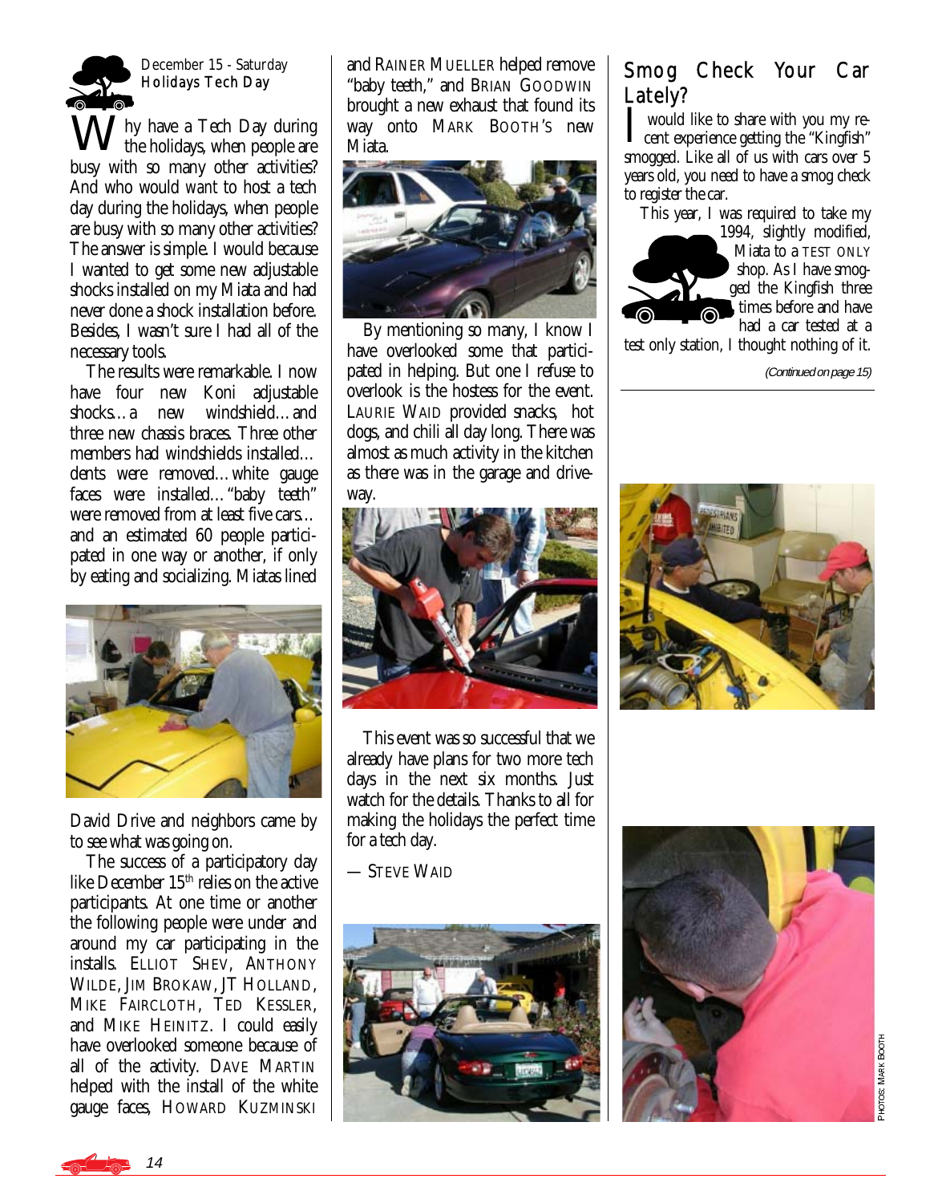December 15 - Saturday
**Holidays Tech Day**

Why have a Tech Day during the holidays, when people are busy with so many other activities? And who would want to host a tech day during the holidays, when people are busy with so many other activities? The answer is simple. I would because I wanted to get some new adjustable shocks installed on my Miata and had never done a shock installation before. Besides, I wasn't sure I had all of the necessary tools.

The results were remarkable. I now have four new Koni adjustable shocks…a new windshield…and three new chassis braces. Three other members had windshields installed…dents were removed…white gauge faces were installed…"baby teeth" were removed from at least five cars…and an estimated 60 people participated in one way or another, if only by eating and socializing. Miatas lined David Drive and neighbors came by to see what was going on.

The success of a participatory day like December 15th relies on the active participants. At one time or another the following people were under and around my car participating in the installs. ELLIOT SHEV, ANTHONY WILDE, JIM BROKAW, JT HOLLAND, MIKE FAIRCLOTH, TED KESSLER, and MIKE HEINITZ. I could easily have overlooked someone because of all of the activity. DAVE MARTIN helped with the install of the white gauge faces, HOWARD KUZMINSKI and RAINER MUELLER helped remove "baby teeth," and BRIAN GOODWIN brought a new exhaust that found its way onto MARK BOOTH'S new Miata.

By mentioning so many, I know I have overlooked some that participated in helping. But one I refuse to overlook is the hostess for the event. LAURIE WAID provided snacks, hot dogs, and chili all day long. There was almost as much activity in the kitchen as there was in the garage and driveway.

This event was so successful that we already have plans for two more tech days in the next six months. Just watch for the details. Thanks to all for making the holidays the perfect time for a tech day.

— STEVE WAID

## Smog Check Your Car Lately?

I would like to share with you my recent experience getting the "Kingfish" smogged. Like all of us with cars over 5 years old, you need to have a smog check to register the car.

This year, I was required to take my 1994, slightly modified, Miata to a TEST ONLY shop. As I have smogged the Kingfish three times before and have had a car tested at a test only station, I thought nothing of it.

*(Continued on page 15)*

PHOTOS: MARK BOOTH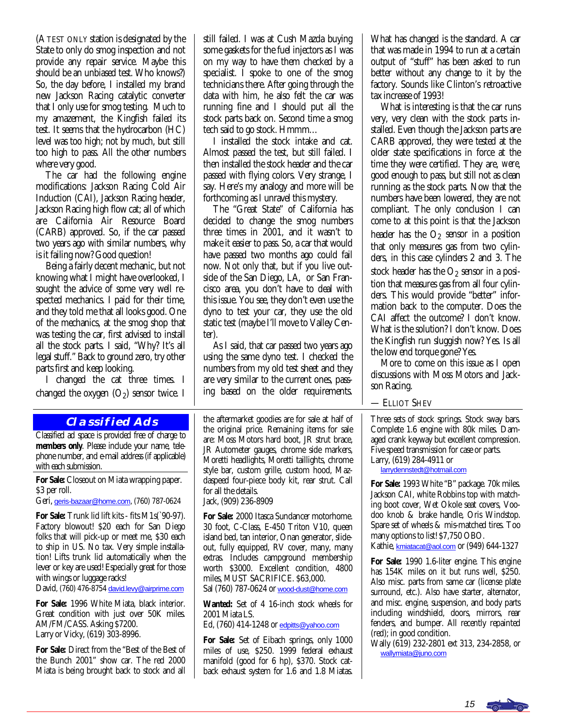(A TEST ONLY station is designated by the State to only do smog inspection and not provide any repair service. Maybe this should be an unbiased test. Who knows?) So, the day before, I installed my brand new Jackson Racing catalytic converter that I only use for smog testing. Much to my amazement, the Kingfish failed its test. It seems that the hydrocarbon (HC) level was too high; not by much, but still too high to pass. All the other numbers where very good.

The car had the following engine modifications: Jackson Racing Cold Air Induction (CAI), Jackson Racing header, Jackson Racing high flow cat; all of which are California Air Resource Board (CARB) approved. So, if the car passed two years ago with similar numbers, why is it failing now? Good question!

Being a fairly decent mechanic, but not knowing what I might have overlooked, I sought the advice of some very well respected mechanics. I paid for their time, and they told me that all looks good. One of the mechanics, at the smog shop that was testing the car, first advised to install all the stock parts. I said, "Why? It's all legal stuff." Back to ground zero, try other parts first and keep looking.

I changed the cat three times. I changed the oxygen ($O_2$) sensor twice. I still failed. I was at Cush Mazda buying some gaskets for the fuel injectors as I was on my way to have them checked by a specialist. I spoke to one of the smog technicians there. After going through the data with him, he also felt the car was running fine and I should put all the stock parts back on. Second time a smog tech said to go stock. Hmmm…

I installed the stock intake and cat. Almost passed the test, but still failed. I then installed the stock header and the car passed with flying colors. Very strange, I say. Here's my analogy and more will be forthcoming as I unravel this mystery.

The "Great State" of California has decided to change the smog numbers three times in 2001, and it wasn't to make it easier to pass. So, a car that would have passed two months ago could fail now. Not only that, but if you live outside of the San Diego, LA, or San Francisco area, you don't have to deal with this issue. You see, they don't even use the dyno to test your car, they use the old static test (maybe I'll move to Valley Center).

As I said, that car passed two years ago using the same dyno test. I checked the numbers from my old test sheet and they are very similar to the current ones, passing based on the older requirements. What has changed is the standard. A car that was made in 1994 to run at a certain output of "stuff" has been asked to run better without any change to it by the factory. Sounds like Clinton's retroactive tax increase of 1993!

What is interesting is that the car runs very, very clean with the stock parts installed. Even though the Jackson parts are CARB approved, they were tested at the older state specifications in force at the time they were certified. They are, *were*, good enough to pass, but still not as clean running as the stock parts. Now that the numbers have been lowered, they are not compliant. The only conclusion I can come to at this point is that the Jackson header has the $O_2$ sensor in a position that only measures gas from two cylinders, in this case cylinders 2 and 3. The stock header has the $O_2$ sensor in a position that measures gas from all four cylinders. This would provide "better" information back to the computer. Does the CAI affect the outcome? I don't know. What is the solution? I don't know. Does the Kingfish run sluggish now? Yes. Is all the low end torque gone? Yes.

More to come on this issue as I open discussions with Moss Motors and Jackson Racing.

— ELLIOT SHEV

## Classified Ads

Classified ad space is provided free of charge to **members only**. Please include your name, telephone number, and e-mail address (if applicable) with each submission.

**For Sale:** Closeout on Miata wrapping paper. $3 per roll.
Geri, geris-bazaar@home.com, (760) 787-0624

**For Sale:** Trunk lid lift kits - fits M1s(`90-97). Factory blowout! $20 each for San Diego folks that will pick-up or meet me, $30 each to ship in US. No tax. Very simple installation! Lifts trunk lid automatically when the lever or key are used! Especially great for those with wings or luggage racks!
David, (760) 476-8754 david.levy@airprime.com

**For Sale:** 1996 White Miata, black interior. Great condition with just over 50K miles. AM/FM/CASS. Asking $7200.
Larry or Vicky, (619) 303-8996.

**For Sale:** Direct from the "Best of the Best of the Bunch 2001" show car. The red 2000 Miata is being brought back to stock and all the aftermarket goodies are for sale at half of the original price. Remaining items for sale are: Moss Motors hard boot, JR strut brace, JR Autometer gauges, chrome side markers, Moretti headlights, Moretti taillights, chrome style bar, custom grille, custom hood, Mazdaspeed four-piece body kit, rear strut. Call for all the details.
Jack, (909) 236-8909

**For Sale:** 2000 Itasca Sundancer motorhome. 30 foot, C-Class, E-450 Triton V10, queen island bed, tan interior, Onan generator, slide-out, fully equipped, RV cover, many, many extras. Includes campground membership worth $3000. Excellent condition, 4800 miles, MUST SACRIFICE. $63,000.
Sal (760) 787-0624 or wood-dust@home.com

**Wanted:** Set of 4 16-inch stock wheels for 2001 Miata LS.
Ed, (760) 414-1248 or edpitts@yahoo.com

**For Sale:** Set of Eibach springs, only 1000 miles of use, $250. 1999 federal exhaust manifold (good for 6 hp), $370. Stock cat-back exhaust system for 1.6 and 1.8 Miatas. Three sets of stock springs. Stock sway bars. Complete 1.6 engine with 80k miles. Damaged crank keyway but excellent compression. Five speed transmission for case or parts.
Larry, (619) 284-4911 or larrydennstedt@hotmail.com

**For Sale:** 1993 White "B" package. 70k miles. Jackson CAI, white Robbins top with matching boot cover, Wet Okole seat covers, Voodoo knob & brake handle, Oris Windstop. Spare set of wheels & mis-matched tires. Too many options to list! $7,750 OBO.
Kathie, kmiatacat@aol.com or (949) 644-1327

**For Sale:** 1990 1.6-liter engine. This engine has 154K miles on it but runs well, $250. Also misc. parts from same car (license plate surround, etc.). Also have starter, alternator, and misc. engine, suspension, and body parts including windshield, doors, mirrors, rear fenders, and bumper. All recently repainted (red); in good condition.
Wally (619) 232-2801 ext 313, 234-2858, or wallymiata@juno.com